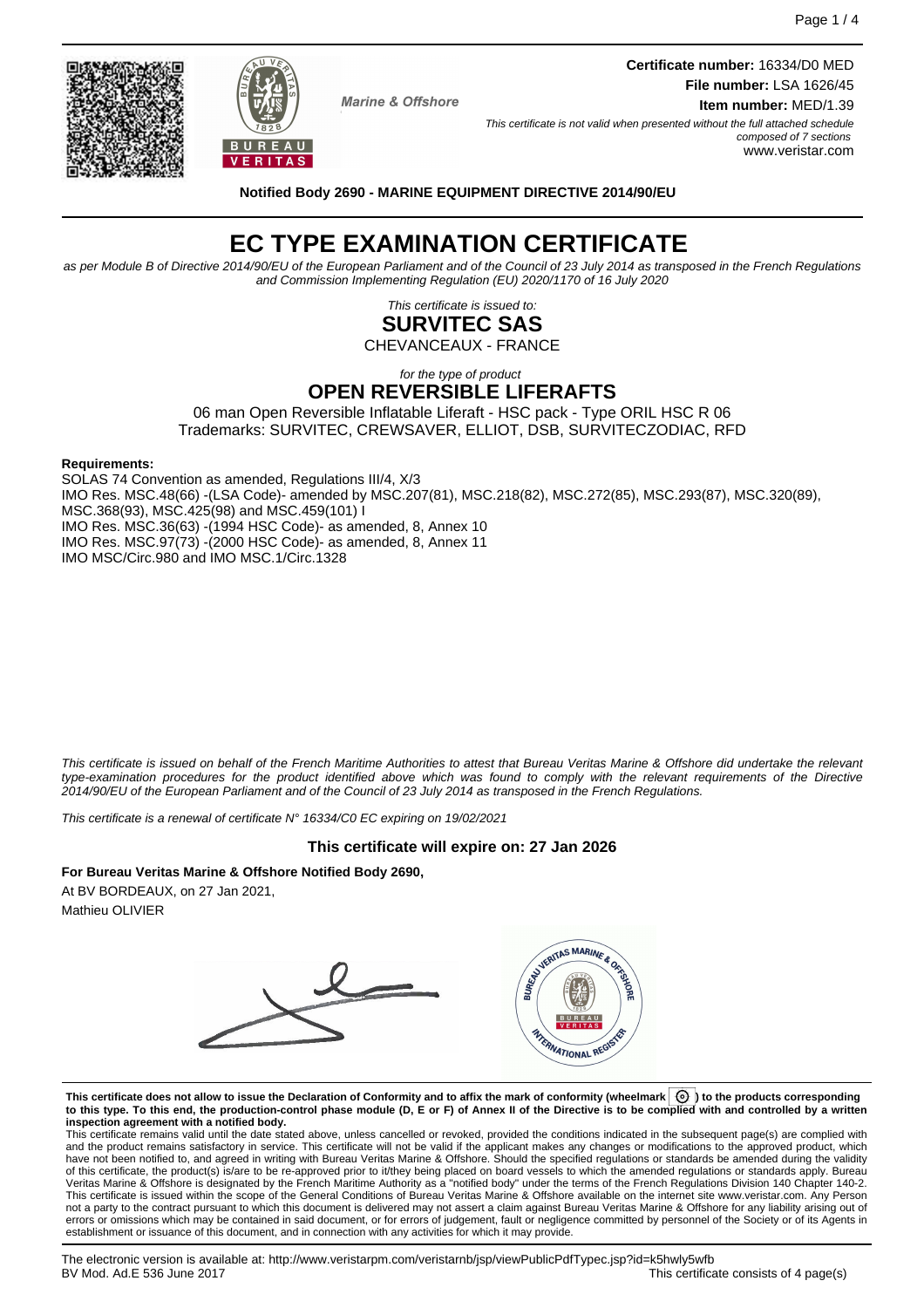Marine & Offshore

**Certificate number:** 16334/D0 MED
**File number:** LSA 1626/45
**Item number:** MED/1.39

*This certificate is not valid when presented without the full attached schedule composed of 7 sections*
www.veristar.com

**Notified Body 2690 - MARINE EQUIPMENT DIRECTIVE 2014/90/EU**

# EC TYPE EXAMINATION CERTIFICATE

*as per Module B of Directive 2014/90/EU of the European Parliament and of the Council of 23 July 2014 as transposed in the French Regulations and Commission Implementing Regulation (EU) 2020/1170 of 16 July 2020*

*This certificate is issued to:*

## SURVITEC SAS

CHEVANCEAUX - FRANCE

*for the type of product*

## OPEN REVERSIBLE LIFERAFTS

06 man Open Reversible Inflatable Liferaft - HSC pack - Type ORIL HSC R 06
Trademarks: SURVITEC, CREWSAVER, ELLIOT, DSB, SURVITECZODIAC, RFD

**Requirements:**

SOLAS 74 Convention as amended, Regulations III/4, X/3
IMO Res. MSC.48(66) -(LSA Code)- amended by MSC.207(81), MSC.218(82), MSC.272(85), MSC.293(87), MSC.320(89), MSC.368(93), MSC.425(98) and MSC.459(101) I
IMO Res. MSC.36(63) -(1994 HSC Code)- as amended, 8, Annex 10
IMO Res. MSC.97(73) -(2000 HSC Code)- as amended, 8, Annex 11
IMO MSC/Circ.980 and IMO MSC.1/Circ.1328

*This certificate is issued on behalf of the French Maritime Authorities to attest that Bureau Veritas Marine & Offshore did undertake the relevant type-examination procedures for the product identified above which was found to comply with the relevant requirements of the Directive 2014/90/EU of the European Parliament and of the Council of 23 July 2014 as transposed in the French Regulations.*

*This certificate is a renewal of certificate N° 16334/C0 EC expiring on 19/02/2021*

**This certificate will expire on: 27 Jan 2026**

**For Bureau Veritas Marine & Offshore Notified Body 2690,**
At BV BORDEAUX, on 27 Jan 2021,
Mathieu OLIVIER

**This certificate does not allow to issue the Declaration of Conformity and to affix the mark of conformity (wheelmark) to the products corresponding to this type. To this end, the production-control phase module (D, E or F) of Annex II of the Directive is to be complied with and controlled by a written inspection agreement with a notified body.**

This certificate remains valid until the date stated above, unless cancelled or revoked, provided the conditions indicated in the subsequent page(s) are complied with and the product remains satisfactory in service. This certificate will not be valid if the applicant makes any changes or modifications to the approved product, which have not been notified to, and agreed in writing with Bureau Veritas Marine & Offshore. Should the specified regulations or standards be amended during the validity of this certificate, the product(s) is/are to be re-approved prior to it/they being placed on board vessels to which the amended regulations or standards apply. Bureau Veritas Marine & Offshore is designated by the French Maritime Authority as a "notified body" under the terms of the French Regulations Division 140 Chapter 140-2. This certificate is issued within the scope of the General Conditions of Bureau Veritas Marine & Offshore available on the internet site www.veristar.com. Any Person not a party to the contract pursuant to which this document is delivered may not assert a claim against Bureau Veritas Marine & Offshore for any liability arising out of errors or omissions which may be contained in said document, or for errors of judgement, fault or negligence committed by personnel of the Society or of its Agents in establishment or issuance of this document, and in connection with any activities for which it may provide.

The electronic version is available at: http://www.veristarpm.com/veristarnb/jsp/viewPublicPdfTypec.jsp?id=k5hwly5wfb
BV Mod. Ad.E 536 June 2017
This certificate consists of 4 page(s)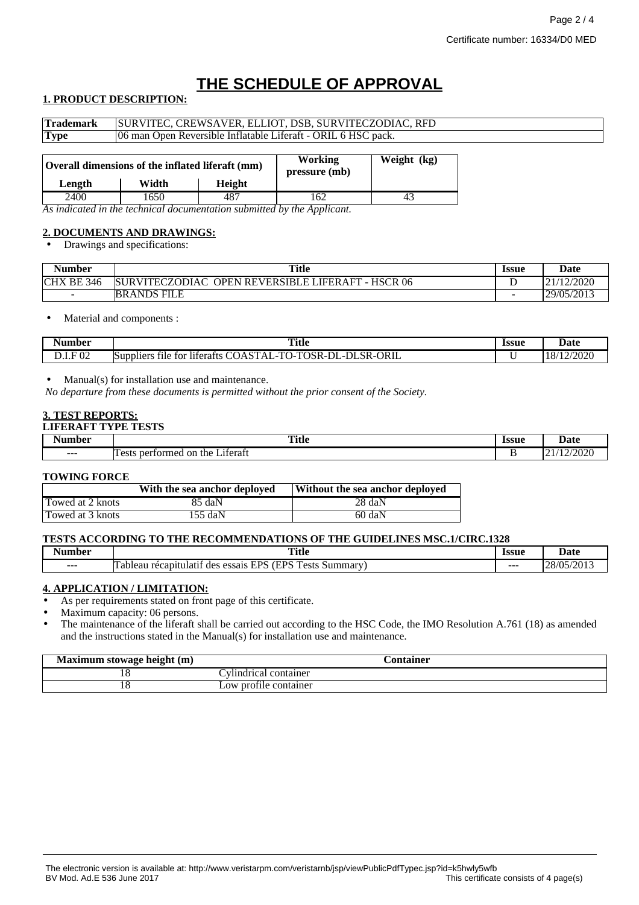Certificate number: 16334/D0 MED

# THE SCHEDULE OF APPROVAL

**1. PRODUCT DESCRIPTION:**

| **Trademark** | SURVITEC, CREWSAVER, ELLIOT, DSB, SURVITECZODIAC, RFD |
|---|---|
| **Type** | 06 man Open Reversible Inflatable Liferaft - ORIL 6 HSC pack. |

| **Overall dimensions of the inflated liferaft (mm)** | | | **Working pressure (mb)** | **Weight (kg)** |
|---|---|---|---|---|
| **Length** | **Width** | **Height** | | |
| 2400 | 1650 | 487 | 162 | 43 |

*As indicated in the technical documentation submitted by the Applicant.*

**2. DOCUMENTS AND DRAWINGS:**

- Drawings and specifications:

| Number | Title | Issue | Date |
|---|---|---|---|
| CHX BE 346 | SURVITECZODIAC OPEN REVERSIBLE LIFERAFT - HSCR 06 | D | 21/12/2020 |
| - | BRANDS FILE | - | 29/05/2013 |

- Material and components :

| Number | Title | Issue | Date |
|---|---|---|---|
| D.I.F 02 | Suppliers file for liferafts COASTAL-TO-TOSR-DL-DLSR-ORIL | U | 18/12/2020 |

- Manual(s) for installation use and maintenance.

*No departure from these documents is permitted without the prior consent of the Society.*

**3. TEST REPORTS:**

**LIFERAFT TYPE TESTS**

| Number | Title | Issue | Date |
|---|---|---|---|
| --- | Tests performed on the Liferaft | B | 21/12/2020 |

**TOWING FORCE**

| | With the sea anchor deployed | Without the sea anchor deployed |
|---|---|---|
| Towed at 2 knots | 85 daN | 28 daN |
| Towed at 3 knots | 155 daN | 60 daN |

**TESTS ACCORDING TO THE RECOMMENDATIONS OF THE GUIDELINES MSC.1/CIRC.1328**

| Number | Title | Issue | Date |
|---|---|---|---|
| --- | Tableau récapitulatif des essais EPS (EPS Tests Summary) | --- | 28/05/2013 |

**4. APPLICATION / LIMITATION:**

- As per requirements stated on front page of this certificate.
- Maximum capacity: 06 persons.
- The maintenance of the liferaft shall be carried out according to the HSC Code, the IMO Resolution A.761 (18) as amended and the instructions stated in the Manual(s) for installation use and maintenance.

| Maximum stowage height (m) | Container |
|---|---|
| 18 | Cylindrical container |
| 18 | Low profile container |

The electronic version is available at: http://www.veristarpm.com/veristarnb/jsp/viewPublicPdfTypec.jsp?id=k5hwly5wfb
BV Mod. Ad.E 536 June 2017 This certificate consists of 4 page(s)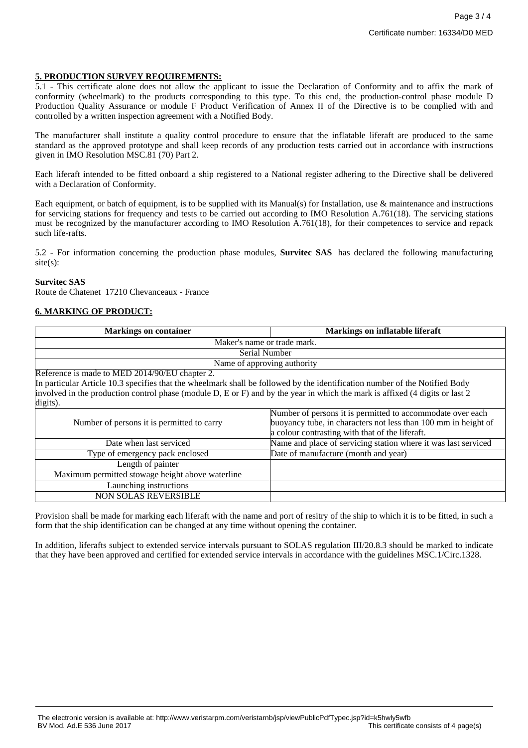## 5. PRODUCTION SURVEY REQUIREMENTS:

5.1 - This certificate alone does not allow the applicant to issue the Declaration of Conformity and to affix the mark of conformity (wheelmark) to the products corresponding to this type. To this end, the production-control phase module D Production Quality Assurance or module F Product Verification of Annex II of the Directive is to be complied with and controlled by a written inspection agreement with a Notified Body.

The manufacturer shall institute a quality control procedure to ensure that the inflatable liferaft are produced to the same standard as the approved prototype and shall keep records of any production tests carried out in accordance with instructions given in IMO Resolution MSC.81 (70) Part 2.

Each liferaft intended to be fitted onboard a ship registered to a National register adhering to the Directive shall be delivered with a Declaration of Conformity.

Each equipment, or batch of equipment, is to be supplied with its Manual(s) for Installation, use & maintenance and instructions for servicing stations for frequency and tests to be carried out according to IMO Resolution A.761(18). The servicing stations must be recognized by the manufacturer according to IMO Resolution A.761(18), for their competences to service and repack such life-rafts.

5.2 - For information concerning the production phase modules, **Survitec SAS** has declared the following manufacturing site(s):

**Survitec SAS**
Route de Chatenet 17210 Chevanceaux - France

## 6. MARKING OF PRODUCT:

| Markings on container | Markings on inflatable liferaft |
|---|---|
| Maker's name or trade mark. | |
| Serial Number | |
| Name of approving authority | |
| Reference is made to MED 2014/90/EU chapter 2. In particular Article 10.3 specifies that the wheelmark shall be followed by the identification number of the Notified Body involved in the production control phase (module D, E or F) and by the year in which the mark is affixed (4 digits or last 2 digits). | |
| Number of persons it is permitted to carry | Number of persons it is permitted to accommodate over each buoyancy tube, in characters not less than 100 mm in height of a colour contrasting with that of the liferaft. |
| Date when last serviced | Name and place of servicing station where it was last serviced |
| Type of emergency pack enclosed | Date of manufacture (month and year) |
| Length of painter | |
| Maximum permitted stowage height above waterline | |
| Launching instructions | |
| NON SOLAS REVERSIBLE | |

Provision shall be made for marking each liferaft with the name and port of resitry of the ship to which it is to be fitted, in such a form that the ship identification can be changed at any time without opening the container.

In addition, liferafts subject to extended service intervals pursuant to SOLAS regulation III/20.8.3 should be marked to indicate that they have been approved and certified for extended service intervals in accordance with the guidelines MSC.1/Circ.1328.

The electronic version is available at: http://www.veristarpm.com/veristarnb/jsp/viewPublicPdfTypec.jsp?id=k5hwly5wfb
BV Mod. Ad.E 536 June 2017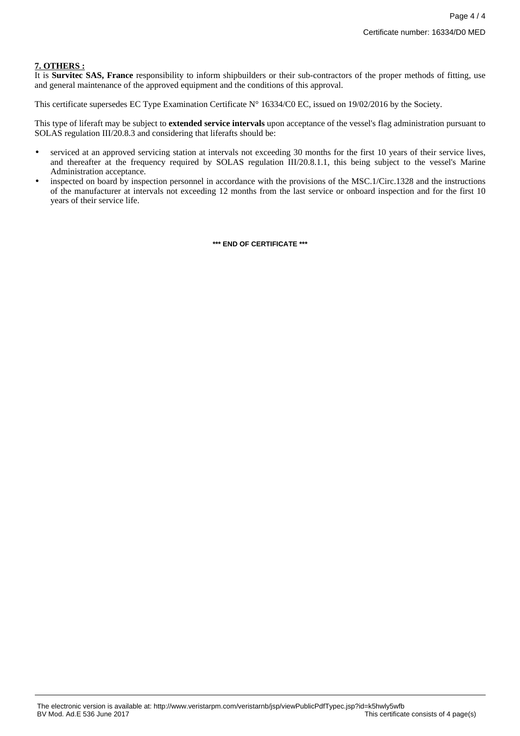**7. OTHERS :**

It is **Survitec SAS, France** responsibility to inform shipbuilders or their sub-contractors of the proper methods of fitting, use and general maintenance of the approved equipment and the conditions of this approval.

This certificate supersedes EC Type Examination Certificate N° 16334/C0 EC, issued on 19/02/2016 by the Society.

This type of liferaft may be subject to **extended service intervals** upon acceptance of the vessel's flag administration pursuant to SOLAS regulation III/20.8.3 and considering that liferafts should be:

- serviced at an approved servicing station at intervals not exceeding 30 months for the first 10 years of their service lives, and thereafter at the frequency required by SOLAS regulation III/20.8.1.1, this being subject to the vessel's Marine Administration acceptance.
- inspected on board by inspection personnel in accordance with the provisions of the MSC.1/Circ.1328 and the instructions of the manufacturer at intervals not exceeding 12 months from the last service or onboard inspection and for the first 10 years of their service life.

**\*\*\* END OF CERTIFICATE \*\*\***

The electronic version is available at: http://www.veristarpm.com/veristarnb/jsp/viewPublicPdfTypec.jsp?id=k5hwly5wfb
BV Mod. Ad.E 536 June 2017